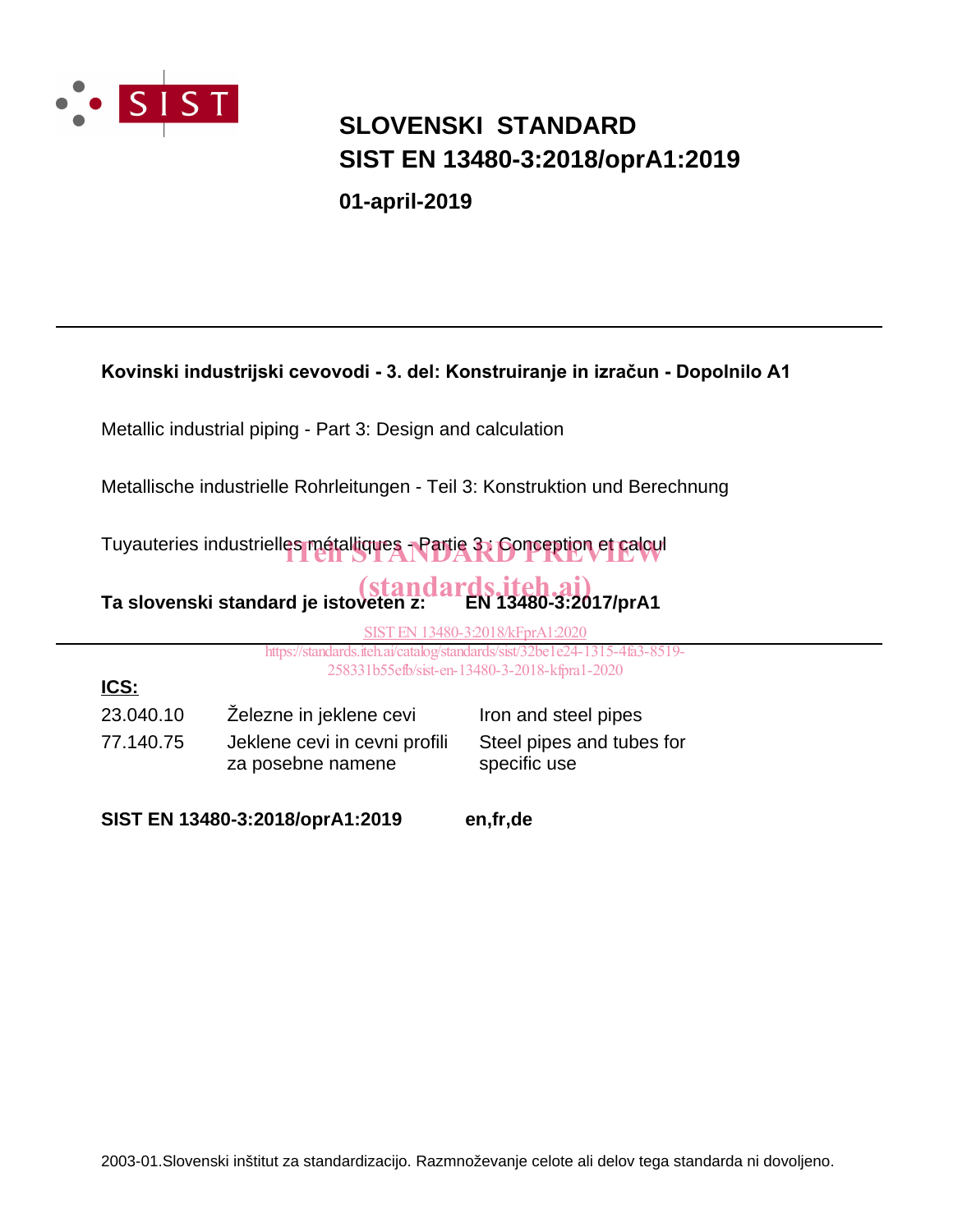# SLOVENSKI STANDARD
# SIST EN 13480-3:2018/oprA1:2019

**01-april-2019**

---

**Kovinski industrijski cevovodi - 3. del: Konstruiranje in izračun - Dopolnilo A1**

Metallic industrial piping - Part 3: Design and calculation

Metallische industrielle Rohrleitungen - Teil 3: Konstruktion und Berechnung

Tuyauteries industrielles métalliques - Partie 3 : Conception et calcul

iTeh STANDARD PREVIEW
(standards.iteh.ai)

**Ta slovenski standard je istoveten z: EN 13480-3:2017/prA1**

SIST EN 13480-3:2018/kFprA1:2020
https://standards.iteh.ai/catalog/standards/sist/32be1e24-1315-4fa3-8519-258331b55efb/sist-en-13480-3-2018-kfpra1-2020

---

**ICS:**

| | | |
|---|---|---|
| 23.040.10 | Železne in jeklene cevi | Iron and steel pipes |
| 77.140.75 | Jeklene cevi in cevni profili za posebne namene | Steel pipes and tubes for specific use |

**SIST EN 13480-3:2018/oprA1:2019** **en,fr,de**

2003-01.Slovenski inštitut za standardizacijo. Razmnoževanje celote ali delov tega standarda ni dovoljeno.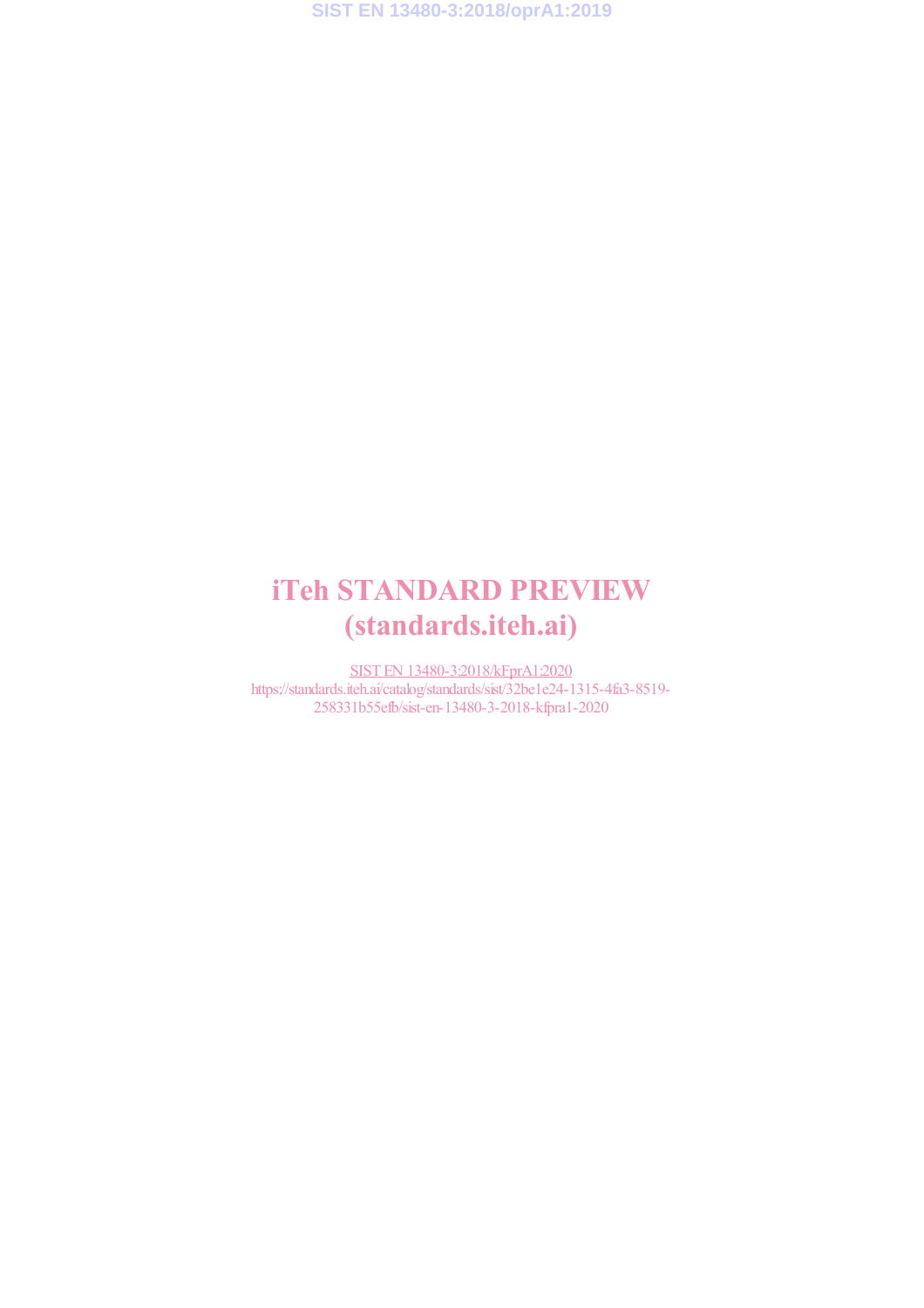# iTeh STANDARD PREVIEW
# (standards.iteh.ai)

SIST EN 13480-3:2018/kFprA1:2020
https://standards.iteh.ai/catalog/standards/sist/32be1e24-1315-4fa3-8519-258331b55efb/sist-en-13480-3-2018-kfpra1-2020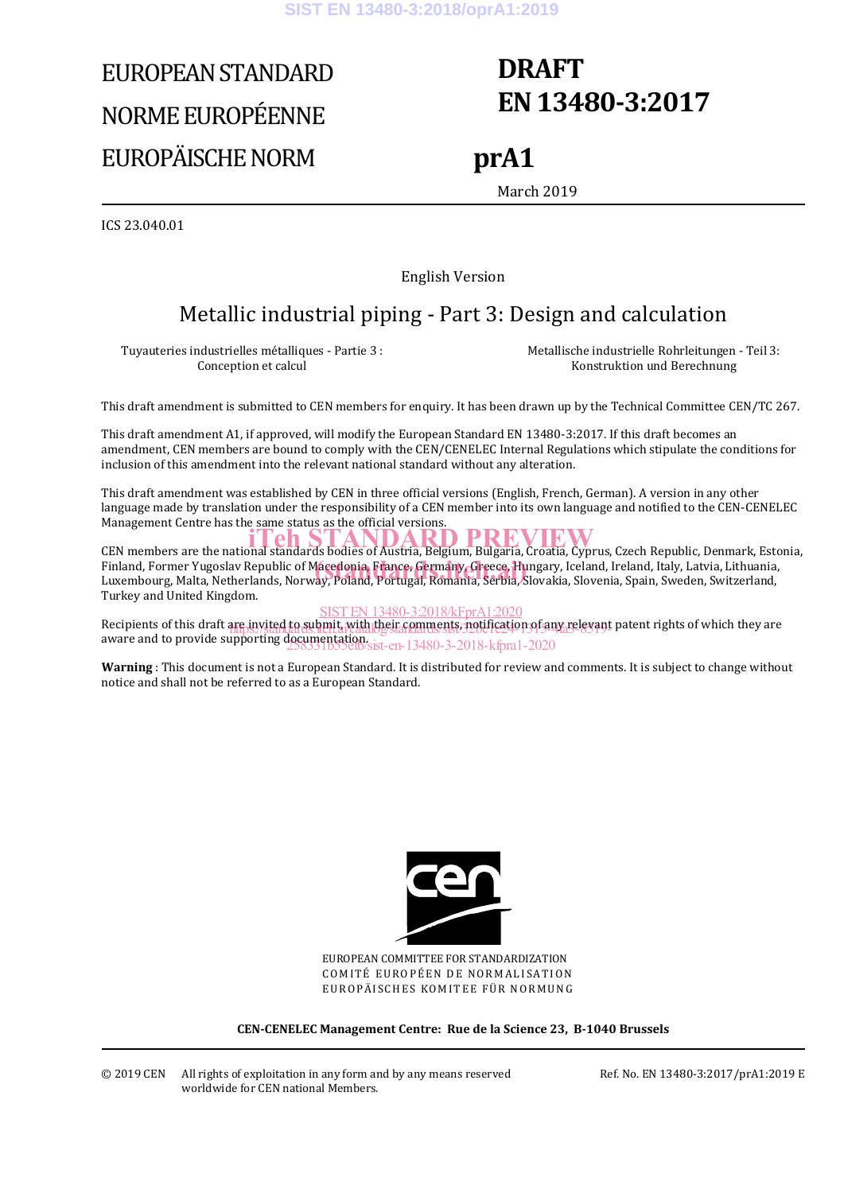# EUROPEAN STANDARD
# NORME EUROPÉENNE
# EUROPÄISCHE NORM

# DRAFT EN 13480-3:2017

# prA1

March 2019

ICS 23.040.01

English Version

## Metallic industrial piping - Part 3: Design and calculation

Tuyauteries industrielles métalliques - Partie 3 : Conception et calcul

Metallische industrielle Rohrleitungen - Teil 3: Konstruktion und Berechnung

This draft amendment is submitted to CEN members for enquiry. It has been drawn up by the Technical Committee CEN/TC 267.

This draft amendment A1, if approved, will modify the European Standard EN 13480-3:2017. If this draft becomes an amendment, CEN members are bound to comply with the CEN/CENELEC Internal Regulations which stipulate the conditions for inclusion of this amendment into the relevant national standard without any alteration.

This draft amendment was established by CEN in three official versions (English, French, German). A version in any other language made by translation under the responsibility of a CEN member into its own language and notified to the CEN-CENELEC Management Centre has the same status as the official versions.

CEN members are the national standards bodies of Austria, Belgium, Bulgaria, Croatia, Cyprus, Czech Republic, Denmark, Estonia, Finland, Former Yugoslav Republic of Macedonia, France, Germany, Greece, Hungary, Iceland, Ireland, Italy, Latvia, Lithuania, Luxembourg, Malta, Netherlands, Norway, Poland, Portugal, Romania, Serbia, Slovakia, Slovenia, Spain, Sweden, Switzerland, Turkey and United Kingdom.

Recipients of this draft are invited to submit, with their comments, notification of any relevant patent rights of which they are aware and to provide supporting documentation.

**Warning** : This document is not a European Standard. It is distributed for review and comments. It is subject to change without notice and shall not be referred to as a European Standard.

EUROPEAN COMMITTEE FOR STANDARDIZATION
COMITÉ EUROPÉEN DE NORMALISATION
EUROPÄISCHES KOMITEE FÜR NORMUNG

**CEN-CENELEC Management Centre: Rue de la Science 23, B-1040 Brussels**

© 2019 CEN All rights of exploitation in any form and by any means reserved worldwide for CEN national Members.

Ref. No. EN 13480-3:2017/prA1:2019 E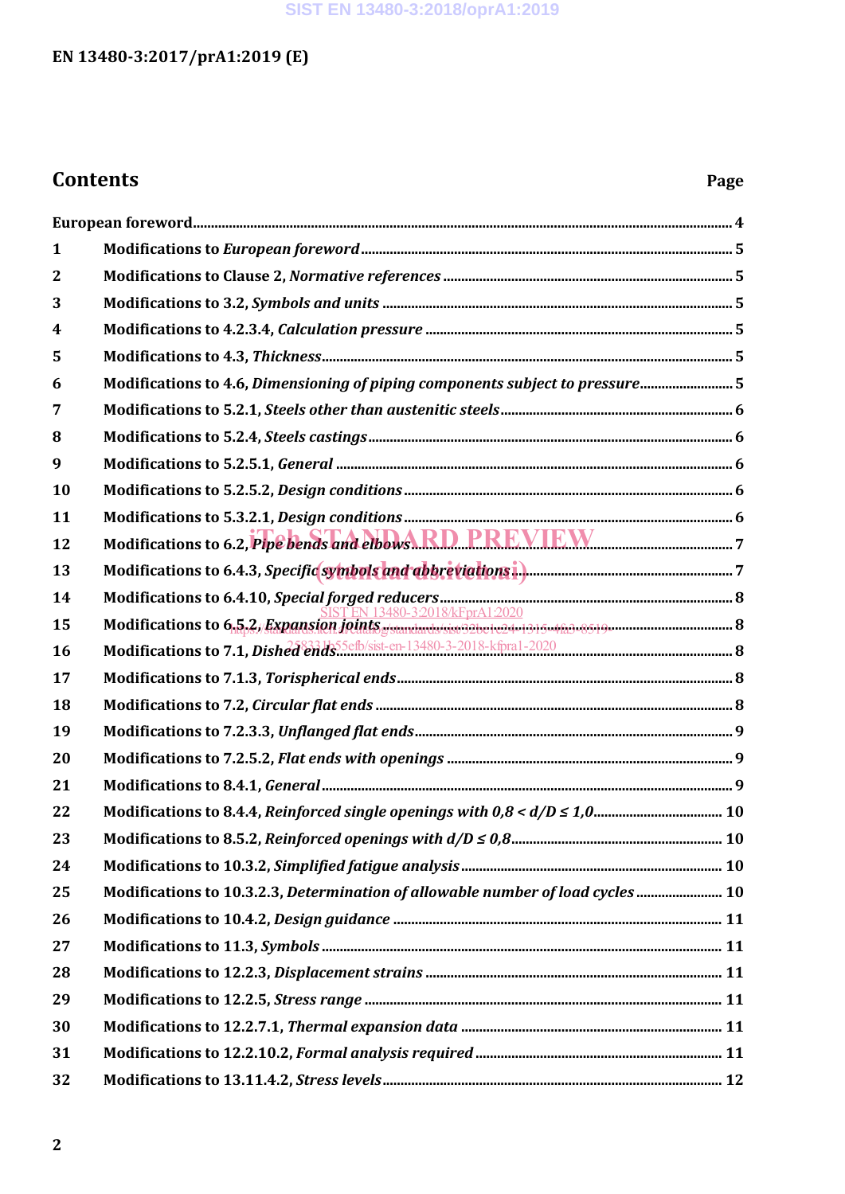# Contents

| | | Page |
|---|---|---|
| European foreword | | 4 |
| 1 | Modifications to *European foreword* | 5 |
| 2 | Modifications to Clause 2, *Normative references* | 5 |
| 3 | Modifications to 3.2, *Symbols and units* | 5 |
| 4 | Modifications to 4.2.3.4, *Calculation pressure* | 5 |
| 5 | Modifications to 4.3, *Thickness* | 5 |
| 6 | Modifications to 4.6, *Dimensioning of piping components subject to pressure* | 5 |
| 7 | Modifications to 5.2.1, *Steels other than austenitic steels* | 6 |
| 8 | Modifications to 5.2.4, *Steels castings* | 6 |
| 9 | Modifications to 5.2.5.1, *General* | 6 |
| 10 | Modifications to 5.2.5.2, *Design conditions* | 6 |
| 11 | Modifications to 5.3.2.1, *Design conditions* | 6 |
| 12 | Modifications to 6.2, *Pipe bends and elbows* | 7 |
| 13 | Modifications to 6.4.3, *Specific symbols and abbreviations* | 7 |
| 14 | Modifications to 6.4.10, *Special forged reducers* | 8 |
| 15 | Modifications to 6.5.2, *Expansion joints* | 8 |
| 16 | Modifications to 7.1, *Dished ends* | 8 |
| 17 | Modifications to 7.1.3, *Torispherical ends* | 8 |
| 18 | Modifications to 7.2, *Circular flat ends* | 8 |
| 19 | Modifications to 7.2.3.3, *Unflanged flat ends* | 9 |
| 20 | Modifications to 7.2.5.2, *Flat ends with openings* | 9 |
| 21 | Modifications to 8.4.1, *General* | 9 |
| 22 | Modifications to 8.4.4, *Reinforced single openings with 0,8 < d/D ≤ 1,0* | 10 |
| 23 | Modifications to 8.5.2, *Reinforced openings with d/D ≤ 0,8* | 10 |
| 24 | Modifications to 10.3.2, *Simplified fatigue analysis* | 10 |
| 25 | Modifications to 10.3.2.3, *Determination of allowable number of load cycles* | 10 |
| 26 | Modifications to 10.4.2, *Design guidance* | 11 |
| 27 | Modifications to 11.3, *Symbols* | 11 |
| 28 | Modifications to 12.2.3, *Displacement strains* | 11 |
| 29 | Modifications to 12.2.5, *Stress range* | 11 |
| 30 | Modifications to 12.2.7.1, *Thermal expansion data* | 11 |
| 31 | Modifications to 12.2.10.2, *Formal analysis required* | 11 |
| 32 | Modifications to 13.11.4.2, *Stress levels* | 12 |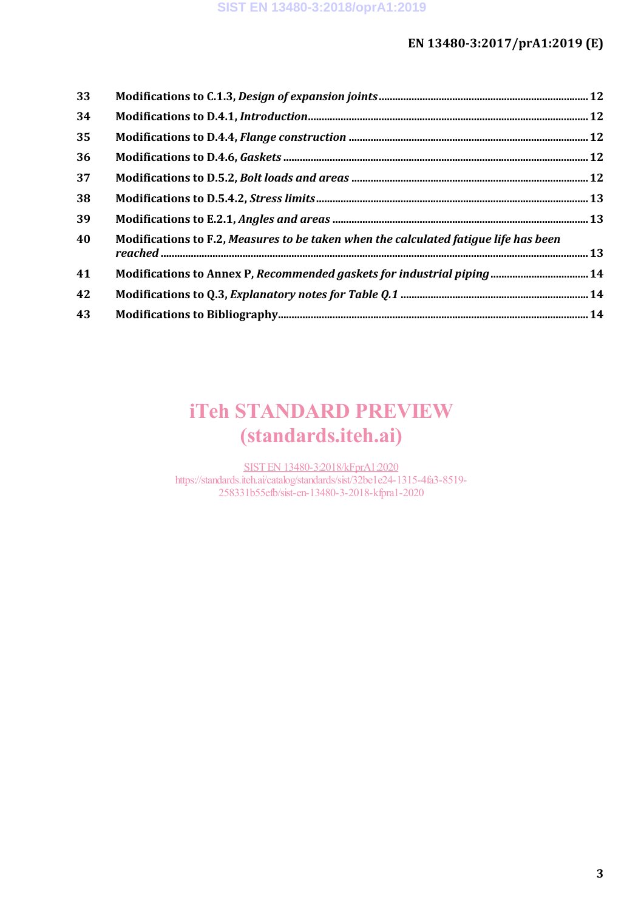| | | |
|---|---|---|
| 33 | **Modifications to C.1.3, *Design of expansion joints*** | 12 |
| 34 | **Modifications to D.4.1, *Introduction*** | 12 |
| 35 | **Modifications to D.4.4, *Flange construction*** | 12 |
| 36 | **Modifications to D.4.6, *Gaskets*** | 12 |
| 37 | **Modifications to D.5.2, *Bolt loads and areas*** | 12 |
| 38 | **Modifications to D.5.4.2, *Stress limits*** | 13 |
| 39 | **Modifications to E.2.1, *Angles and areas*** | 13 |
| 40 | **Modifications to F.2, *Measures to be taken when the calculated fatigue life has been reached*** | 13 |
| 41 | **Modifications to Annex P, *Recommended gaskets for industrial piping*** | 14 |
| 42 | **Modifications to Q.3, *Explanatory notes for Table Q.1*** | 14 |
| 43 | **Modifications to Bibliography** | 14 |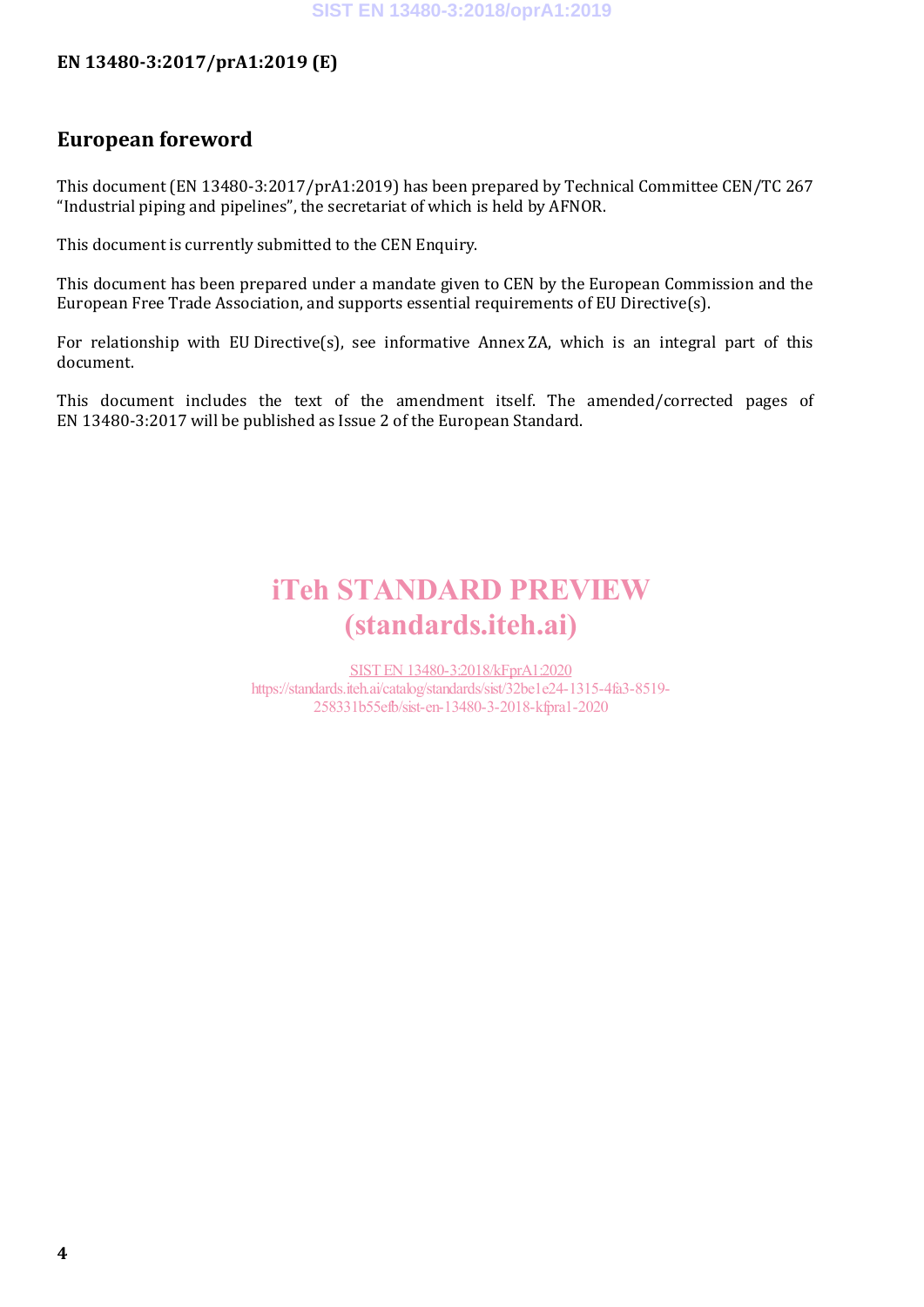## European foreword

This document (EN 13480-3:2017/prA1:2019) has been prepared by Technical Committee CEN/TC 267 "Industrial piping and pipelines", the secretariat of which is held by AFNOR.

This document is currently submitted to the CEN Enquiry.

This document has been prepared under a mandate given to CEN by the European Commission and the European Free Trade Association, and supports essential requirements of EU Directive(s).

For relationship with EU Directive(s), see informative Annex ZA, which is an integral part of this document.

This document includes the text of the amendment itself. The amended/corrected pages of EN 13480-3:2017 will be published as Issue 2 of the European Standard.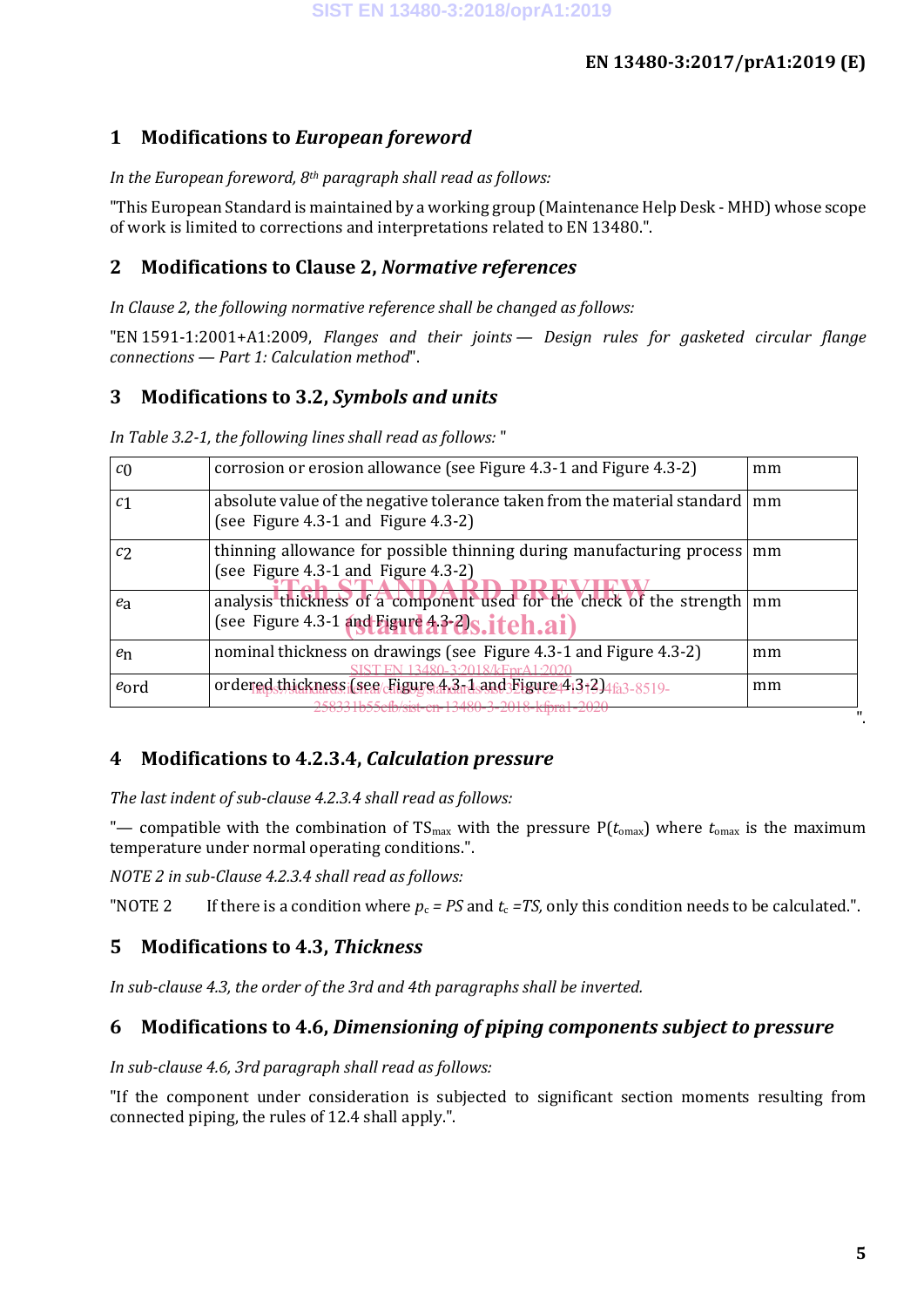## 1 Modifications to *European foreword*

*In the European foreword, 8th paragraph shall read as follows:*

"This European Standard is maintained by a working group (Maintenance Help Desk - MHD) whose scope of work is limited to corrections and interpretations related to EN 13480.".

## 2 Modifications to Clause 2, *Normative references*

*In Clause 2, the following normative reference shall be changed as follows:*

"EN 1591-1:2001+A1:2009, *Flanges and their joints — Design rules for gasketed circular flange connections — Part 1: Calculation method*".

## 3 Modifications to 3.2, *Symbols and units*

*In Table 3.2-1, the following lines shall read as follows:* "

| | | |
|---|---|---|
| $c_0$ | corrosion or erosion allowance (see Figure 4.3-1 and Figure 4.3-2) | mm |
| $c_1$ | absolute value of the negative tolerance taken from the material standard (see Figure 4.3-1 and Figure 4.3-2) | mm |
| $c_2$ | thinning allowance for possible thinning during manufacturing process (see Figure 4.3-1 and Figure 4.3-2) | mm |
| $e_a$ | analysis thickness of a component used for the check of the strength (see Figure 4.3-1 and Figure 4.3-2) | mm |
| $e_n$ | nominal thickness on drawings (see Figure 4.3-1 and Figure 4.3-2) | mm |
| $e_{ord}$ | ordered thickness (see Figure 4.3-1 and Figure 4.3-2) | mm |

".

## 4 Modifications to 4.2.3.4, *Calculation pressure*

*The last indent of sub-clause 4.2.3.4 shall read as follows:*

"— compatible with the combination of $TS_{max}$ with the pressure $P(t_{omax})$ where $t_{omax}$ is the maximum temperature under normal operating conditions.".

*NOTE 2 in sub-Clause 4.2.3.4 shall read as follows:*

"NOTE 2 If there is a condition where $p_c = PS$ and $t_c = TS$, only this condition needs to be calculated.".

## 5 Modifications to 4.3, *Thickness*

*In sub-clause 4.3, the order of the 3rd and 4th paragraphs shall be inverted.*

## 6 Modifications to 4.6, *Dimensioning of piping components subject to pressure*

*In sub-clause 4.6, 3rd paragraph shall read as follows:*

"If the component under consideration is subjected to significant section moments resulting from connected piping, the rules of 12.4 shall apply.".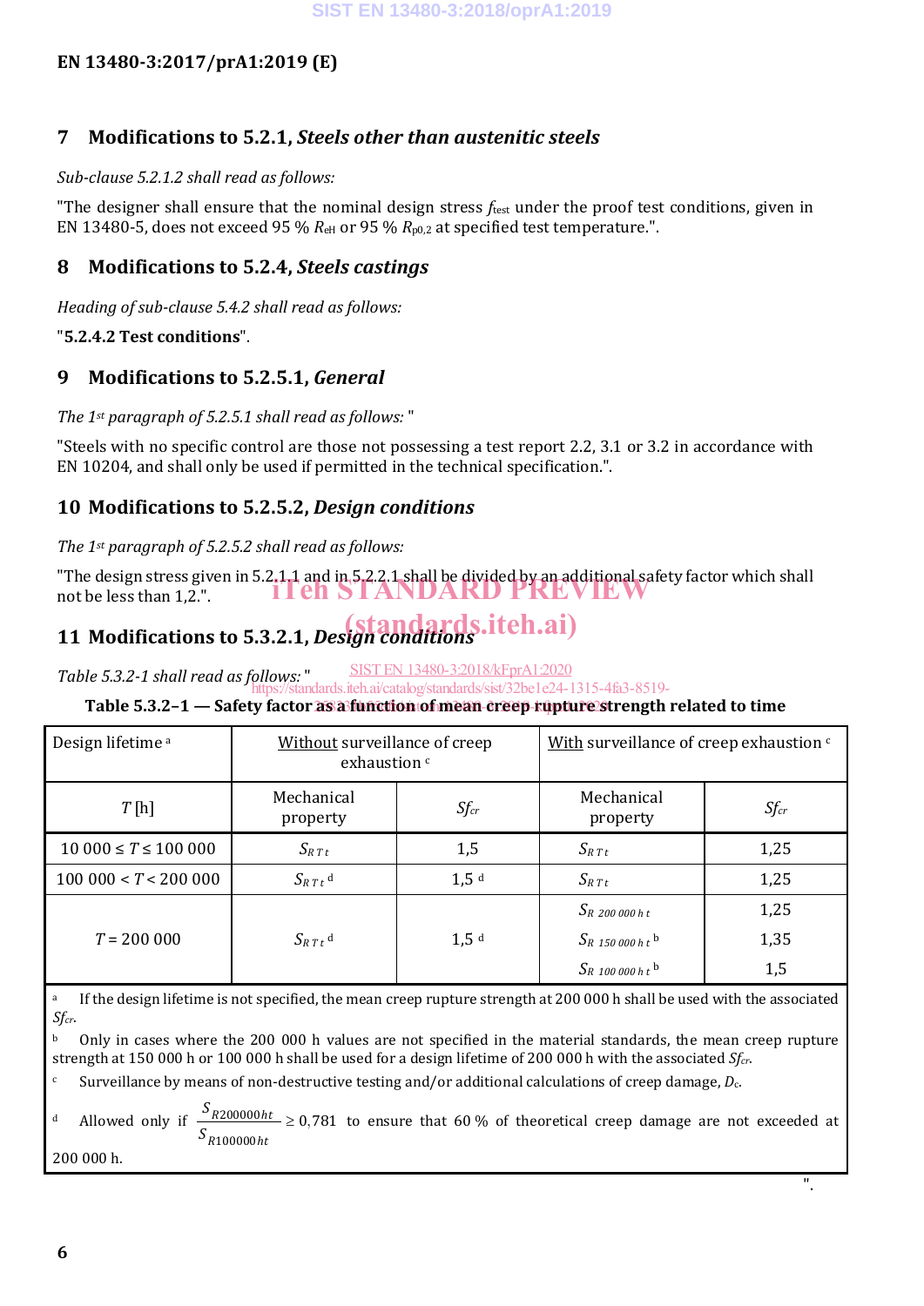## 7 Modifications to 5.2.1, *Steels other than austenitic steels*

*Sub-clause 5.2.1.2 shall read as follows:*

"The designer shall ensure that the nominal design stress $f_{test}$ under the proof test conditions, given in EN 13480-5, does not exceed 95 % $R_{eH}$ or 95 % $R_{p0,2}$ at specified test temperature.".

## 8 Modifications to 5.2.4, *Steels castings*

*Heading of sub-clause 5.4.2 shall read as follows:*

"**5.2.4.2 Test conditions**".

## 9 Modifications to 5.2.5.1, *General*

*The 1st paragraph of 5.2.5.1 shall read as follows:* "

"Steels with no specific control are those not possessing a test report 2.2, 3.1 or 3.2 in accordance with EN 10204, and shall only be used if permitted in the technical specification.".

## 10 Modifications to 5.2.5.2, *Design conditions*

*The 1st paragraph of 5.2.5.2 shall read as follows:*

"The design stress given in 5.2.1.1 and in 5.2.2.1 shall be divided by an additional safety factor which shall not be less than 1,2.".

## 11 Modifications to 5.3.2.1, *Design conditions*

*Table 5.3.2-1 shall read as follows:* "

**Table 5.3.2–1 — Safety factor as a function of mean creep rupture strength related to time**

| Design lifetime [a] | Without surveillance of creep exhaustion [c] | | With surveillance of creep exhaustion [c] | |
|---|---|---|---|---|
| $T$ [h] | Mechanical property | $Sf_{cr}$ | Mechanical property | $Sf_{cr}$ |
| 10 000 ≤ $T$ ≤ 100 000 | $S_{R\,T\,t}$ | 1,5 | $S_{R\,T\,t}$ | 1,25 |
| 100 000 < $T$ < 200 000 | $S_{R\,T\,t}$ [d] | 1,5 [d] | $S_{R\,T\,t}$ | 1,25 |
| $T$ = 200 000 | $S_{R\,T\,t}$ [d] | 1,5 [d] | $S_{R\ 200\,000\,h\,t}$ | 1,25 |
| | | | $S_{R\ 150\,000\,h\,t}$ [b] | 1,35 |
| | | | $S_{R\ 100\,000\,h\,t}$ [b] | 1,5 |

[a] If the design lifetime is not specified, the mean creep rupture strength at 200 000 h shall be used with the associated $Sf_{cr}$.

[b] Only in cases where the 200 000 h values are not specified in the material standards, the mean creep rupture strength at 150 000 h or 100 000 h shall be used for a design lifetime of 200 000 h with the associated $Sf_{cr}$.

[c] Surveillance by means of non-destructive testing and/or additional calculations of creep damage, $D_c$.

[d] Allowed only if $\frac{S_{R200000ht}}{S_{R100000ht}} \geq 0{,}781$ to ensure that 60 % of theoretical creep damage are not exceeded at 200 000 h.

".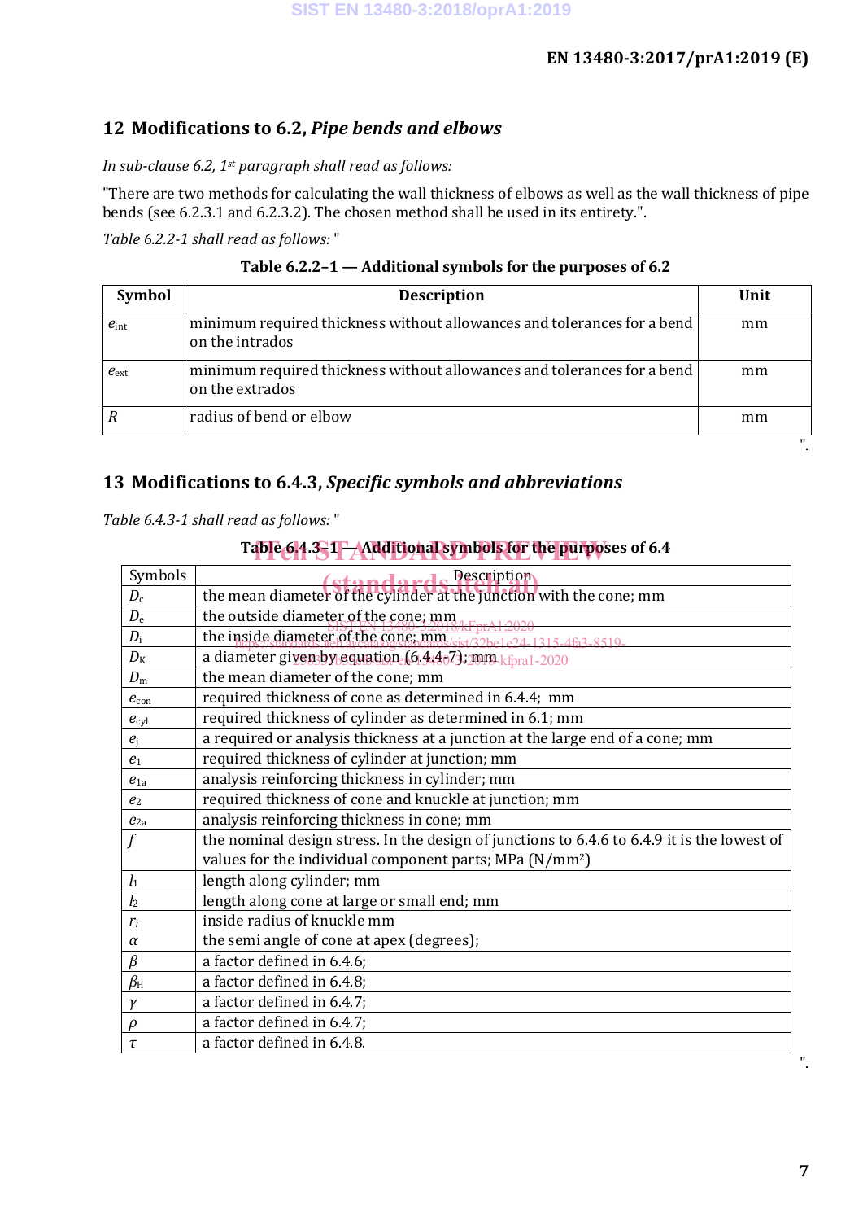## 12 Modifications to 6.2, *Pipe bends and elbows*

*In sub-clause 6.2, 1st paragraph shall read as follows:*

"There are two methods for calculating the wall thickness of elbows as well as the wall thickness of pipe bends (see 6.2.3.1 and 6.2.3.2). The chosen method shall be used in its entirety.".

*Table 6.2.2-1 shall read as follows:* "

**Table 6.2.2–1 — Additional symbols for the purposes of 6.2**

| Symbol | Description | Unit |
|---|---|---|
| $e_{int}$ | minimum required thickness without allowances and tolerances for a bend on the intrados | mm |
| $e_{ext}$ | minimum required thickness without allowances and tolerances for a bend on the extrados | mm |
| $R$ | radius of bend or elbow | mm |

".

## 13 Modifications to 6.4.3, *Specific symbols and abbreviations*

*Table 6.4.3-1 shall read as follows:* "

**Table 6.4.3–1 — Additional symbols for the purposes of 6.4**

| Symbols | Description |
|---|---|
| $D_c$ | the mean diameter of the cylinder at the junction with the cone; mm |
| $D_e$ | the outside diameter of the cone; mm |
| $D_i$ | the inside diameter of the cone; mm |
| $D_K$ | a diameter given by equation (6.4.4-7); mm |
| $D_m$ | the mean diameter of the cone; mm |
| $e_{con}$ | required thickness of cone as determined in 6.4.4; mm |
| $e_{cyl}$ | required thickness of cylinder as determined in 6.1; mm |
| $e_j$ | a required or analysis thickness at a junction at the large end of a cone; mm |
| $e_1$ | required thickness of cylinder at junction; mm |
| $e_{1a}$ | analysis reinforcing thickness in cylinder; mm |
| $e_2$ | required thickness of cone and knuckle at junction; mm |
| $e_{2a}$ | analysis reinforcing thickness in cone; mm |
| $f$ | the nominal design stress. In the design of junctions to 6.4.6 to 6.4.9 it is the lowest of values for the individual component parts; MPa (N/mm²) |
| $l_1$ | length along cylinder; mm |
| $l_2$ | length along cone at large or small end; mm |
| $r_i$<br>$\alpha$ | inside radius of knuckle mm<br>the semi angle of cone at apex (degrees); |
| $\beta$ | a factor defined in 6.4.6; |
| $\beta_H$ | a factor defined in 6.4.8; |
| $\gamma$ | a factor defined in 6.4.7; |
| $\rho$ | a factor defined in 6.4.7; |
| $\tau$ | a factor defined in 6.4.8. |

".